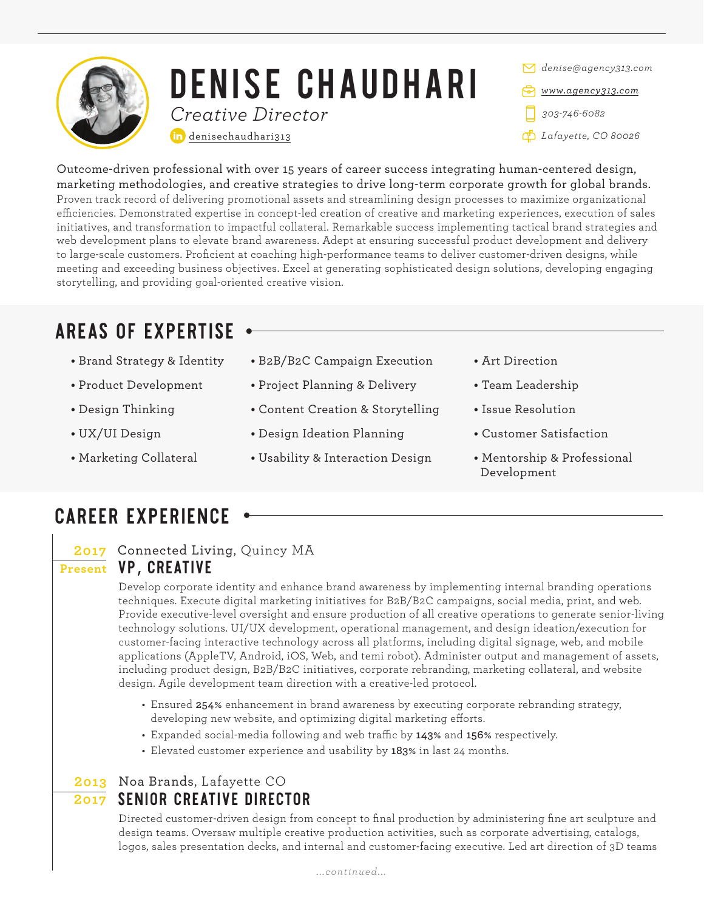# DENISE CHAUDHARI

*Creative Director*

denisechaudhari313

*denise@agency313.com*
*www.agency313.com*
*303-746-6082*
*Lafayette, CO 80026*

Outcome-driven professional with over 15 years of career success integrating human-centered design, marketing methodologies, and creative strategies to drive long-term corporate growth for global brands. Proven track record of delivering promotional assets and streamlining design processes to maximize organizational efficiencies. Demonstrated expertise in concept-led creation of creative and marketing experiences, execution of sales initiatives, and transformation to impactful collateral. Remarkable success implementing tactical brand strategies and web development plans to elevate brand awareness. Adept at ensuring successful product development and delivery to large-scale customers. Proficient at coaching high-performance teams to deliver customer-driven designs, while meeting and exceeding business objectives. Excel at generating sophisticated design solutions, developing engaging storytelling, and providing goal-oriented creative vision.

## AREAS OF EXPERTISE

- Brand Strategy & Identity
- Product Development
- Design Thinking
- UX/UI Design
- Marketing Collateral
- B2B/B2C Campaign Execution
- Project Planning & Delivery
- Content Creation & Storytelling
- Design Ideation Planning
- Usability & Interaction Design
- Art Direction
- Team Leadership
- Issue Resolution
- Customer Satisfaction
- Mentorship & Professional Development

## CAREER EXPERIENCE

**2017 – Present**
Connected Living, Quincy MA

### VP, CREATIVE

Develop corporate identity and enhance brand awareness by implementing internal branding operations techniques. Execute digital marketing initiatives for B2B/B2C campaigns, social media, print, and web. Provide executive-level oversight and ensure production of all creative operations to generate senior-living technology solutions. UI/UX development, operational management, and design ideation/execution for customer-facing interactive technology across all platforms, including digital signage, web, and mobile applications (AppleTV, Android, iOS, Web, and temi robot). Administer output and management of assets, including product design, B2B/B2C initiatives, corporate rebranding, marketing collateral, and website design. Agile development team direction with a creative-led protocol.

- Ensured **254%** enhancement in brand awareness by executing corporate rebranding strategy, developing new website, and optimizing digital marketing efforts.
- Expanded social-media following and web traffic by **143%** and **156%** respectively.
- Elevated customer experience and usability by **183%** in last 24 months.

**2013 – 2017**
Noa Brands, Lafayette CO

### SENIOR CREATIVE DIRECTOR

Directed customer-driven design from concept to final production by administering fine art sculpture and design teams. Oversaw multiple creative production activities, such as corporate advertising, catalogs, logos, sales presentation decks, and internal and customer-facing executive. Led art direction of 3D teams

*...continued...*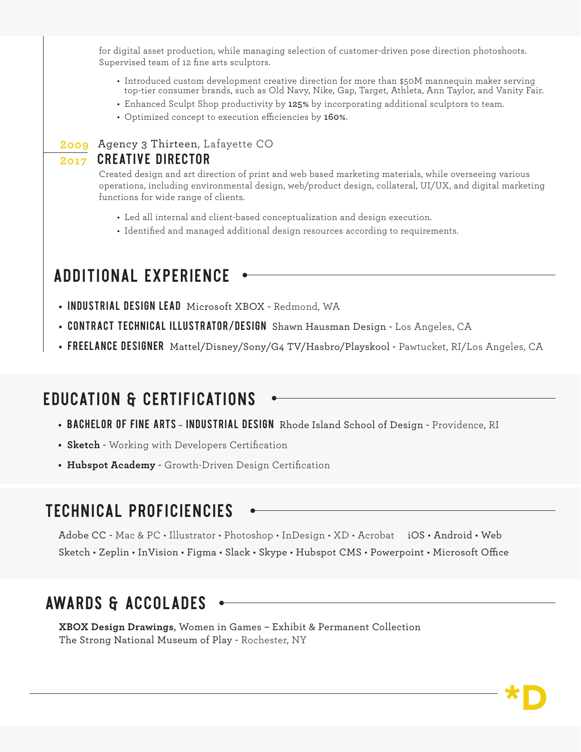for digital asset production, while managing selection of customer-driven pose direction photoshoots. Supervised team of 12 fine arts sculptors.

- Introduced custom development creative direction for more than $50M mannequin maker serving top-tier consumer brands, such as Old Navy, Nike, Gap, Target, Athleta, Ann Taylor, and Vanity Fair.
- Enhanced Sculpt Shop productivity by **125%** by incorporating additional sculptors to team.
- Optimized concept to execution efficiencies by **160%**.

**2009 – 2017** Agency 3 Thirteen, Lafayette CO

### CREATIVE DIRECTOR

Created design and art direction of print and web based marketing materials, while overseeing various operations, including environmental design, web/product design, collateral, UI/UX, and digital marketing functions for wide range of clients.

- Led all internal and client-based conceptualization and design execution.
- Identified and managed additional design resources according to requirements.

## ADDITIONAL EXPERIENCE

- **INDUSTRIAL DESIGN LEAD** Microsoft XBOX - Redmond, WA
- **CONTRACT TECHNICAL ILLUSTRATOR/DESIGN** Shawn Hausman Design - Los Angeles, CA
- **FREELANCE DESIGNER** Mattel/Disney/Sony/G4 TV/Hasbro/Playskool - Pawtucket, RI/Los Angeles, CA

## EDUCATION & CERTIFICATIONS

- **BACHELOR OF FINE ARTS – INDUSTRIAL DESIGN** Rhode Island School of Design - Providence, RI
- **Sketch** - Working with Developers Certification
- **Hubspot Academy** - Growth-Driven Design Certification

## TECHNICAL PROFICIENCIES

Adobe CC - Mac & PC • Illustrator • Photoshop • InDesign • XD • Acrobat iOS • Android • Web
Sketch • Zeplin • InVision • Figma • Slack • Skype • Hubspot CMS • Powerpoint • Microsoft Office

## AWARDS & ACCOLADES

**XBOX Design Drawings**, Women in Games – Exhibit & Permanent Collection
The Strong National Museum of Play - Rochester, NY